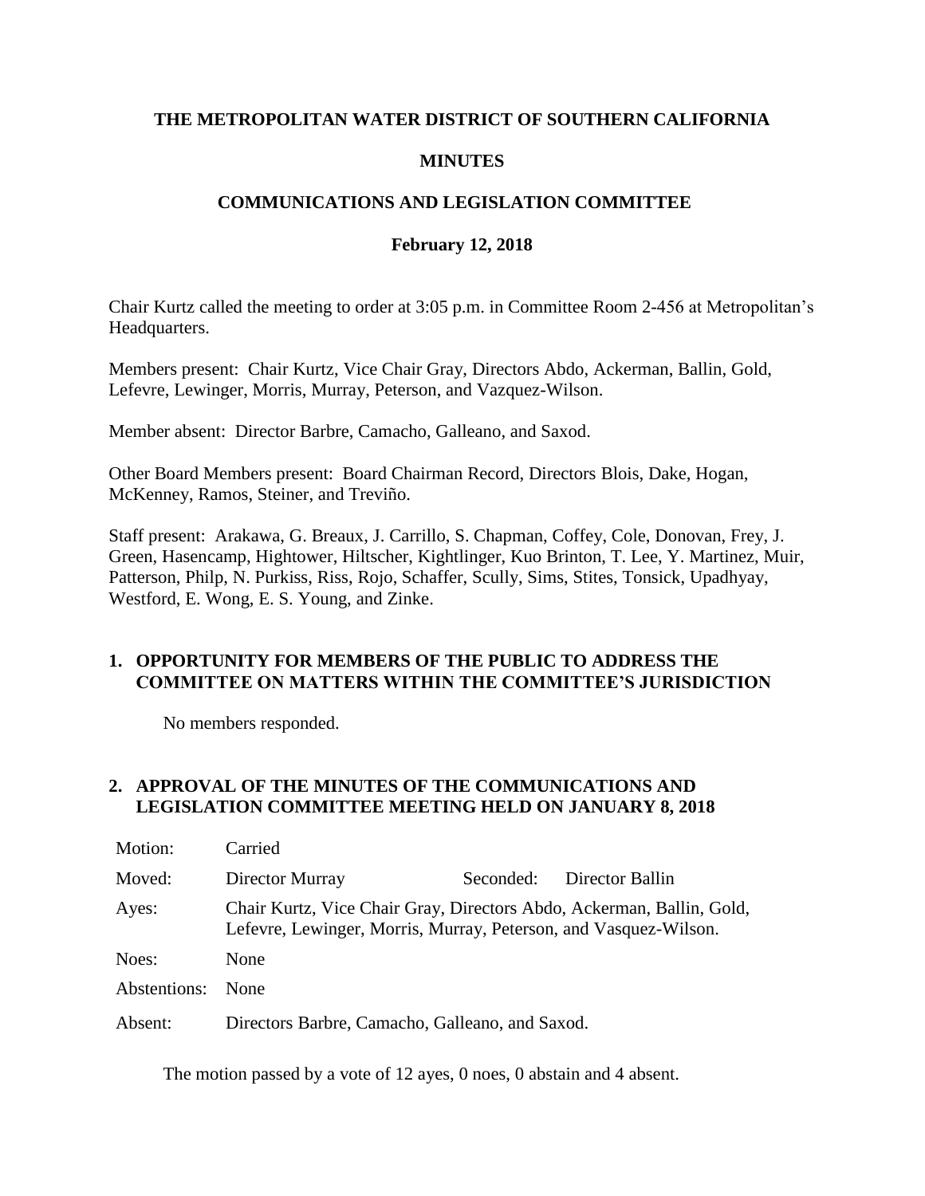**THE METROPOLITAN WATER DISTRICT OF SOUTHERN CALIFORNIA**

**MINUTES**

**COMMUNICATIONS AND LEGISLATION COMMITTEE**

**February 12, 2018**

Chair Kurtz called the meeting to order at 3:05 p.m. in Committee Room 2-456 at Metropolitan's Headquarters.

Members present: Chair Kurtz, Vice Chair Gray, Directors Abdo, Ackerman, Ballin, Gold, Lefevre, Lewinger, Morris, Murray, Peterson, and Vazquez-Wilson.

Member absent: Director Barbre, Camacho, Galleano, and Saxod.

Other Board Members present: Board Chairman Record, Directors Blois, Dake, Hogan, McKenney, Ramos, Steiner, and Treviño.

Staff present: Arakawa, G. Breaux, J. Carrillo, S. Chapman, Coffey, Cole, Donovan, Frey, J. Green, Hasencamp, Hightower, Hiltscher, Kightlinger, Kuo Brinton, T. Lee, Y. Martinez, Muir, Patterson, Philp, N. Purkiss, Riss, Rojo, Schaffer, Scully, Sims, Stites, Tonsick, Upadhyay, Westford, E. Wong, E. S. Young, and Zinke.

## 1. OPPORTUNITY FOR MEMBERS OF THE PUBLIC TO ADDRESS THE COMMITTEE ON MATTERS WITHIN THE COMMITTEE'S JURISDICTION

No members responded.

## 2. APPROVAL OF THE MINUTES OF THE COMMUNICATIONS AND LEGISLATION COMMITTEE MEETING HELD ON JANUARY 8, 2018

| | | | |
|---|---|---|---|
| Motion: | Carried | | |
| Moved: | Director Murray | Seconded: | Director Ballin |
| Ayes: | Chair Kurtz, Vice Chair Gray, Directors Abdo, Ackerman, Ballin, Gold, Lefevre, Lewinger, Morris, Murray, Peterson, and Vasquez-Wilson. | | |
| Noes: | None | | |
| Abstentions: | None | | |
| Absent: | Directors Barbre, Camacho, Galleano, and Saxod. | | |

The motion passed by a vote of 12 ayes, 0 noes, 0 abstain and 4 absent.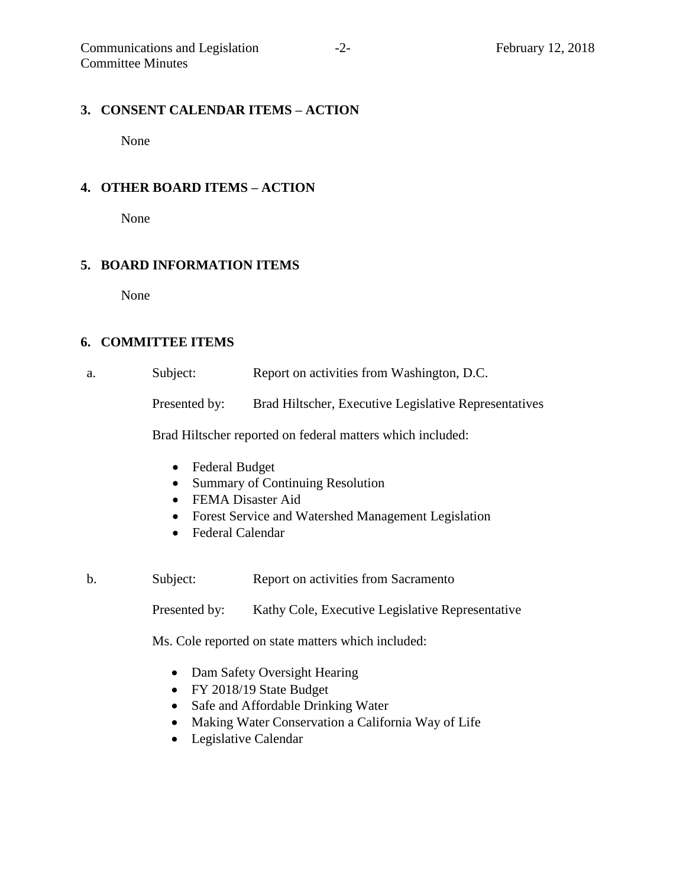## 3. CONSENT CALENDAR ITEMS – ACTION

None

## 4. OTHER BOARD ITEMS – ACTION

None

## 5. BOARD INFORMATION ITEMS

None

## 6. COMMITTEE ITEMS

a. Subject: Report on activities from Washington, D.C.

Presented by: Brad Hiltscher, Executive Legislative Representatives

Brad Hiltscher reported on federal matters which included:

- Federal Budget
- Summary of Continuing Resolution
- FEMA Disaster Aid
- Forest Service and Watershed Management Legislation
- Federal Calendar

b. Subject: Report on activities from Sacramento

Presented by: Kathy Cole, Executive Legislative Representative

Ms. Cole reported on state matters which included:

- Dam Safety Oversight Hearing
- FY 2018/19 State Budget
- Safe and Affordable Drinking Water
- Making Water Conservation a California Way of Life
- Legislative Calendar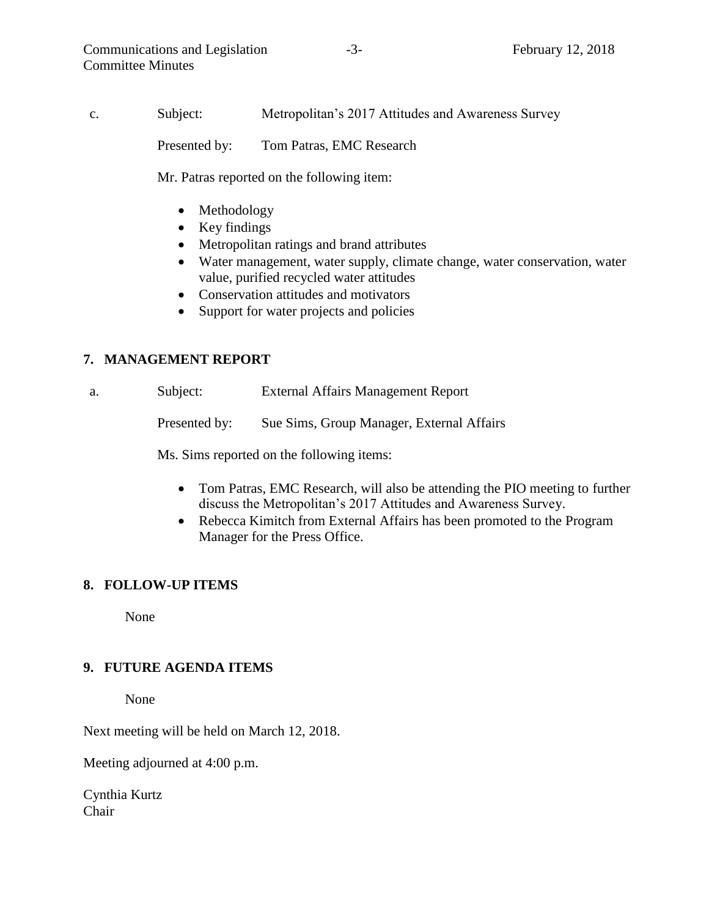c. Subject: Metropolitan's 2017 Attitudes and Awareness Survey

Presented by: Tom Patras, EMC Research

Mr. Patras reported on the following item:

- Methodology
- Key findings
- Metropolitan ratings and brand attributes
- Water management, water supply, climate change, water conservation, water value, purified recycled water attitudes
- Conservation attitudes and motivators
- Support for water projects and policies

## 7. MANAGEMENT REPORT

a. Subject: External Affairs Management Report

Presented by: Sue Sims, Group Manager, External Affairs

Ms. Sims reported on the following items:

- Tom Patras, EMC Research, will also be attending the PIO meeting to further discuss the Metropolitan's 2017 Attitudes and Awareness Survey.
- Rebecca Kimitch from External Affairs has been promoted to the Program Manager for the Press Office.

## 8. FOLLOW-UP ITEMS

None

## 9. FUTURE AGENDA ITEMS

None

Next meeting will be held on March 12, 2018.

Meeting adjourned at 4:00 p.m.

Cynthia Kurtz
Chair